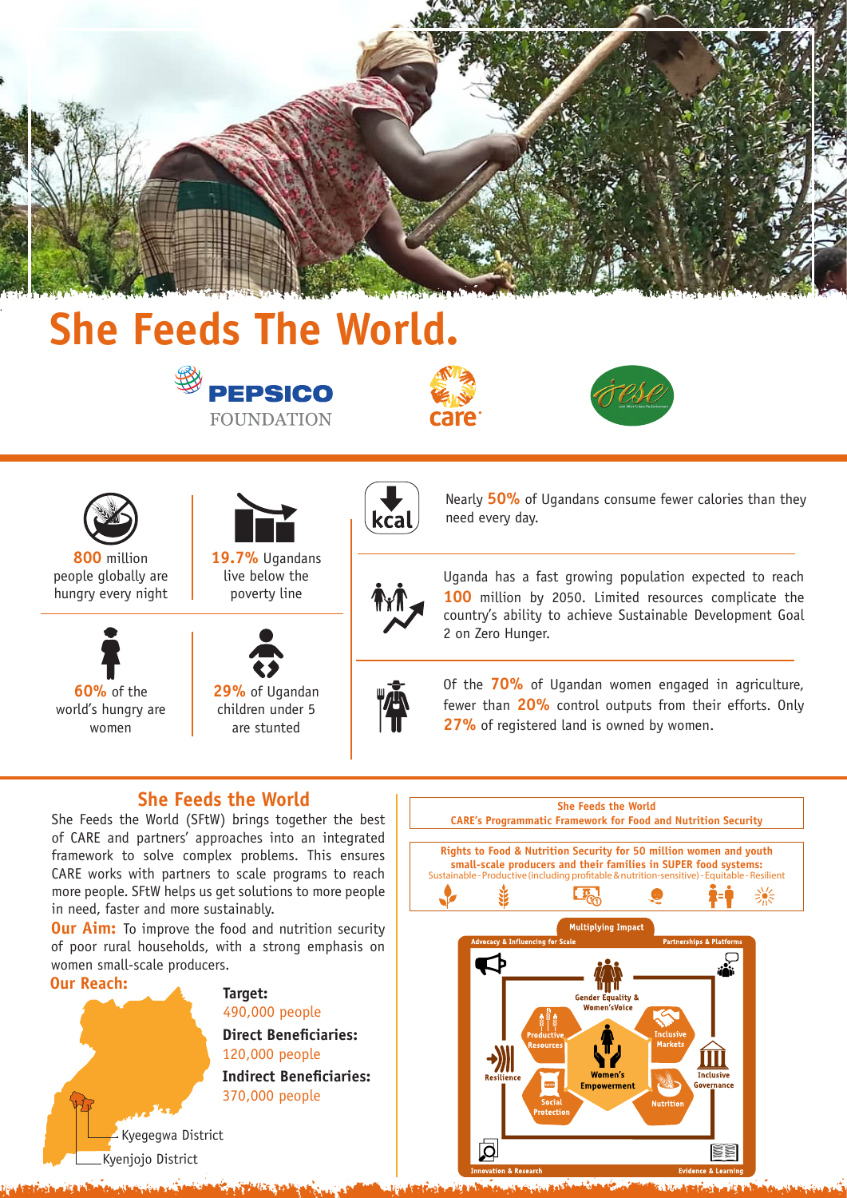# She Feeds The World.

PEPSICO FOUNDATION

care

jese

**800** million people globally are hungry every night

**19.7%** Ugandans live below the poverty line

**60%** of the world's hungry are women

**29%** of Ugandan children under 5 are stunted

Nearly **50%** of Ugandans consume fewer calories than they need every day.

Uganda has a fast growing population expected to reach **100** million by 2050. Limited resources complicate the country's ability to achieve Sustainable Development Goal 2 on Zero Hunger.

Of the **70%** of Ugandan women engaged in agriculture, fewer than **20%** control outputs from their efforts. Only **27%** of registered land is owned by women.

## She Feeds the World

She Feeds the World (SFtW) brings together the best of CARE and partners' approaches into an integrated framework to solve complex problems. This ensures CARE works with partners to scale programs to reach more people. SFtW helps us get solutions to more people in need, faster and more sustainably.

**Our Aim:** To improve the food and nutrition security of poor rural households, with a strong emphasis on women small-scale producers.

**Our Reach:**

**Target:**
490,000 people

**Direct Beneficiaries:**
120,000 people

**Indirect Beneficiaries:**
370,000 people

Kyegegwa District

Kyenjojo District

**She Feeds the World**
**CARE's Programmatic Framework for Food and Nutrition Security**

**Rights to Food & Nutrition Security for 50 million women and youth small-scale producers and their families in SUPER food systems:**
Sustainable - Productive (including profitable & nutrition-sensitive) - Equitable - Resilient

Multiplying Impact

Advocacy & Influencing for Scale

Partnerships & Platforms

Gender Equality & Women's Voice

Productive Resources

Inclusive Markets

Resilience

Women's Empowerment

Inclusive Governance

Social Protection

Nutrition

Innovation & Research

Evidence & Learning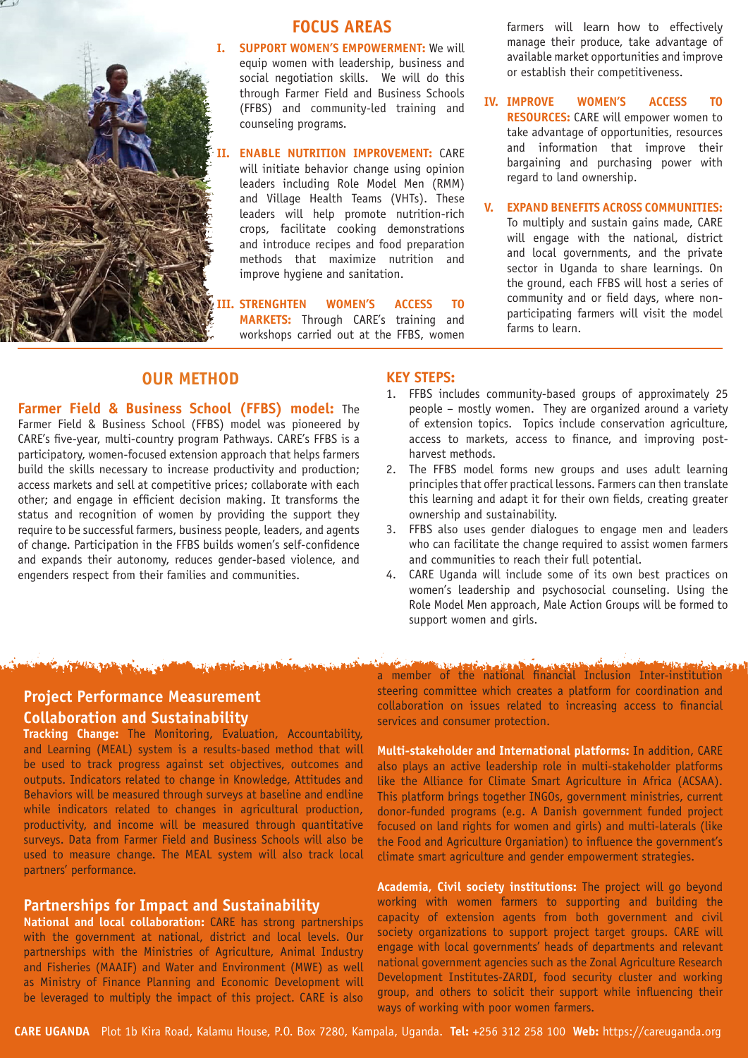## FOCUS AREAS

**I. SUPPORT WOMEN'S EMPOWERMENT:** We will equip women with leadership, business and social negotiation skills. We will do this through Farmer Field and Business Schools (FFBS) and community-led training and counseling programs.

**II. ENABLE NUTRITION IMPROVEMENT:** CARE will initiate behavior change using opinion leaders including Role Model Men (RMM) and Village Health Teams (VHTs). These leaders will help promote nutrition-rich crops, facilitate cooking demonstrations and introduce recipes and food preparation methods that maximize nutrition and improve hygiene and sanitation.

**III. STRENGHTEN WOMEN'S ACCESS TO MARKETS:** Through CARE's training and workshops carried out at the FFBS, women farmers will learn how to effectively manage their produce, take advantage of available market opportunities and improve or establish their competitiveness.

**IV. IMPROVE WOMEN'S ACCESS TO RESOURCES:** CARE will empower women to take advantage of opportunities, resources and information that improve their bargaining and purchasing power with regard to land ownership.

**V. EXPAND BENEFITS ACROSS COMMUNITIES:** To multiply and sustain gains made, CARE will engage with the national, district and local governments, and the private sector in Uganda to share learnings. On the ground, each FFBS will host a series of community and or field days, where non-participating farmers will visit the model farms to learn.

## OUR METHOD

**Farmer Field & Business School (FFBS) model:** The Farmer Field & Business School (FFBS) model was pioneered by CARE's five-year, multi-country program Pathways. CARE's FFBS is a participatory, women-focused extension approach that helps farmers build the skills necessary to increase productivity and production; access markets and sell at competitive prices; collaborate with each other; and engage in efficient decision making. It transforms the status and recognition of women by providing the support they require to be successful farmers, business people, leaders, and agents of change. Participation in the FFBS builds women's self-confidence and expands their autonomy, reduces gender-based violence, and engenders respect from their families and communities.

## KEY STEPS:

1. FFBS includes community-based groups of approximately 25 people – mostly women. They are organized around a variety of extension topics. Topics include conservation agriculture, access to markets, access to finance, and improving post-harvest methods.
2. The FFBS model forms new groups and uses adult learning principles that offer practical lessons. Farmers can then translate this learning and adapt it to fit their own fields, creating greater ownership and sustainability.
3. FFBS also uses gender dialogues to engage men and leaders who can facilitate the change required to assist women farmers and communities to reach their full potential.
4. CARE Uganda will include some of its own best practices on women's leadership and psychosocial counseling. Using the Role Model Men approach, Male Action Groups will be formed to support women and girls.

## Project Performance Measurement Collaboration and Sustainability

**Tracking Change:** The Monitoring, Evaluation, Accountability, and Learning (MEAL) system is a results-based method that will be used to track progress against set objectives, outcomes and outputs. Indicators related to change in Knowledge, Attitudes and Behaviors will be measured through surveys at baseline and endline while indicators related to changes in agricultural production, productivity, and income will be measured through quantitative surveys. Data from Farmer Field and Business Schools will also be used to measure change. The MEAL system will also track local partners' performance.

## Partnerships for Impact and Sustainability

**National and local collaboration:** CARE has strong partnerships with the government at national, district and local levels. Our partnerships with the Ministries of Agriculture, Animal Industry and Fisheries (MAAIF) and Water and Environment (MWE) as well as Ministry of Finance Planning and Economic Development will be leveraged to multiply the impact of this project. CARE is also a member of the national financial Inclusion Inter-institution steering committee which creates a platform for coordination and collaboration on issues related to increasing access to financial services and consumer protection.

**Multi-stakeholder and International platforms:** In addition, CARE also plays an active leadership role in multi-stakeholder platforms like the Alliance for Climate Smart Agriculture in Africa (ACSAA). This platform brings together INGOs, government ministries, current donor-funded programs (e.g. A Danish government funded project focused on land rights for women and girls) and multi-laterals (like the Food and Agriculture Organiation) to influence the government's climate smart agriculture and gender empowerment strategies.

**Academia, Civil society institutions:** The project will go beyond working with women farmers to supporting and building the capacity of extension agents from both government and civil society organizations to support project target groups. CARE will engage with local governments' heads of departments and relevant national government agencies such as the Zonal Agriculture Research Development Institutes-ZARDI, food security cluster and working group, and others to solicit their support while influencing their ways of working with poor women farmers.

**CARE UGANDA** Plot 1b Kira Road, Kalamu House, P.O. Box 7280, Kampala, Uganda. **Tel:** +256 312 258 100 **Web:** https://careuganda.org